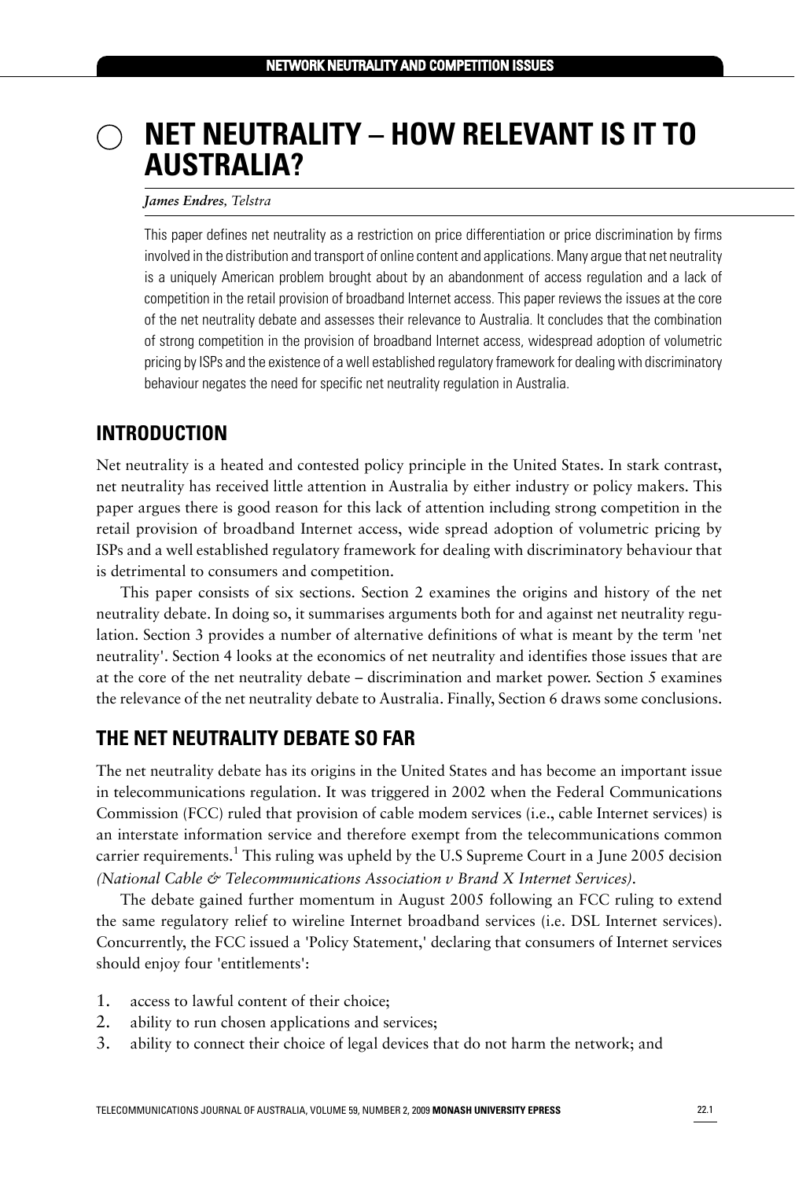# NET NEUTRALITY – HOW RELEVANT IS IT TO AUSTRALIA?

***James Endres**, Telstra*

This paper defines net neutrality as a restriction on price differentiation or price discrimination by firms involved in the distribution and transport of online content and applications. Many argue that net neutrality is a uniquely American problem brought about by an abandonment of access regulation and a lack of competition in the retail provision of broadband Internet access. This paper reviews the issues at the core of the net neutrality debate and assesses their relevance to Australia. It concludes that the combination of strong competition in the provision of broadband Internet access, widespread adoption of volumetric pricing by ISPs and the existence of a well established regulatory framework for dealing with discriminatory behaviour negates the need for specific net neutrality regulation in Australia.

## INTRODUCTION

Net neutrality is a heated and contested policy principle in the United States. In stark contrast, net neutrality has received little attention in Australia by either industry or policy makers. This paper argues there is good reason for this lack of attention including strong competition in the retail provision of broadband Internet access, wide spread adoption of volumetric pricing by ISPs and a well established regulatory framework for dealing with discriminatory behaviour that is detrimental to consumers and competition.

This paper consists of six sections. Section 2 examines the origins and history of the net neutrality debate. In doing so, it summarises arguments both for and against net neutrality regulation. Section 3 provides a number of alternative definitions of what is meant by the term 'net neutrality'. Section 4 looks at the economics of net neutrality and identifies those issues that are at the core of the net neutrality debate – discrimination and market power. Section 5 examines the relevance of the net neutrality debate to Australia. Finally, Section 6 draws some conclusions.

## THE NET NEUTRALITY DEBATE SO FAR

The net neutrality debate has its origins in the United States and has become an important issue in telecommunications regulation. It was triggered in 2002 when the Federal Communications Commission (FCC) ruled that provision of cable modem services (i.e., cable Internet services) is an interstate information service and therefore exempt from the telecommunications common carrier requirements.[1] This ruling was upheld by the U.S Supreme Court in a June 2005 decision *(National Cable & Telecommunications Association v Brand X Internet Services)*.

The debate gained further momentum in August 2005 following an FCC ruling to extend the same regulatory relief to wireline Internet broadband services (i.e. DSL Internet services). Concurrently, the FCC issued a 'Policy Statement,' declaring that consumers of Internet services should enjoy four 'entitlements':

1. access to lawful content of their choice;
2. ability to run chosen applications and services;
3. ability to connect their choice of legal devices that do not harm the network; and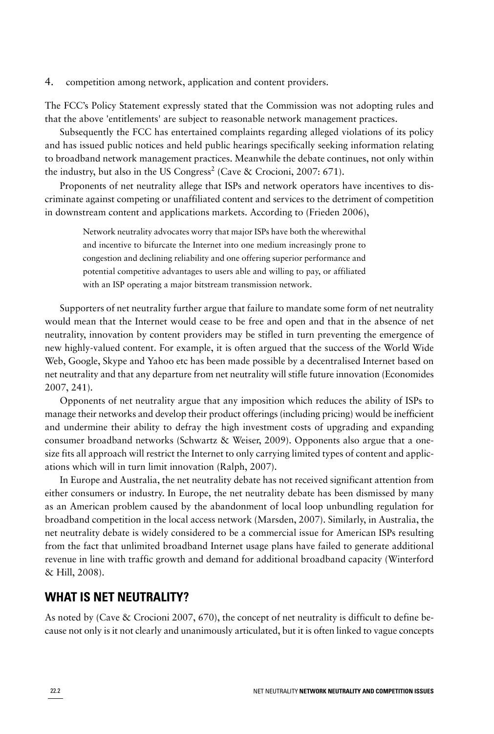4. competition among network, application and content providers.

The FCC's Policy Statement expressly stated that the Commission was not adopting rules and that the above 'entitlements' are subject to reasonable network management practices.

Subsequently the FCC has entertained complaints regarding alleged violations of its policy and has issued public notices and held public hearings specifically seeking information relating to broadband network management practices. Meanwhile the debate continues, not only within the industry, but also in the US Congress[2] (Cave & Crocioni, 2007: 671).

Proponents of net neutrality allege that ISPs and network operators have incentives to discriminate against competing or unaffiliated content and services to the detriment of competition in downstream content and applications markets. According to (Frieden 2006),

> Network neutrality advocates worry that major ISPs have both the wherewithal and incentive to bifurcate the Internet into one medium increasingly prone to congestion and declining reliability and one offering superior performance and potential competitive advantages to users able and willing to pay, or affiliated with an ISP operating a major bitstream transmission network.

Supporters of net neutrality further argue that failure to mandate some form of net neutrality would mean that the Internet would cease to be free and open and that in the absence of net neutrality, innovation by content providers may be stifled in turn preventing the emergence of new highly-valued content. For example, it is often argued that the success of the World Wide Web, Google, Skype and Yahoo etc has been made possible by a decentralised Internet based on net neutrality and that any departure from net neutrality will stifle future innovation (Economides 2007, 241).

Opponents of net neutrality argue that any imposition which reduces the ability of ISPs to manage their networks and develop their product offerings (including pricing) would be inefficient and undermine their ability to defray the high investment costs of upgrading and expanding consumer broadband networks (Schwartz & Weiser, 2009). Opponents also argue that a one-size fits all approach will restrict the Internet to only carrying limited types of content and applications which will in turn limit innovation (Ralph, 2007).

In Europe and Australia, the net neutrality debate has not received significant attention from either consumers or industry. In Europe, the net neutrality debate has been dismissed by many as an American problem caused by the abandonment of local loop unbundling regulation for broadband competition in the local access network (Marsden, 2007). Similarly, in Australia, the net neutrality debate is widely considered to be a commercial issue for American ISPs resulting from the fact that unlimited broadband Internet usage plans have failed to generate additional revenue in line with traffic growth and demand for additional broadband capacity (Winterford & Hill, 2008).

## WHAT IS NET NEUTRALITY?

As noted by (Cave & Crocioni 2007, 670), the concept of net neutrality is difficult to define because not only is it not clearly and unanimously articulated, but it is often linked to vague concepts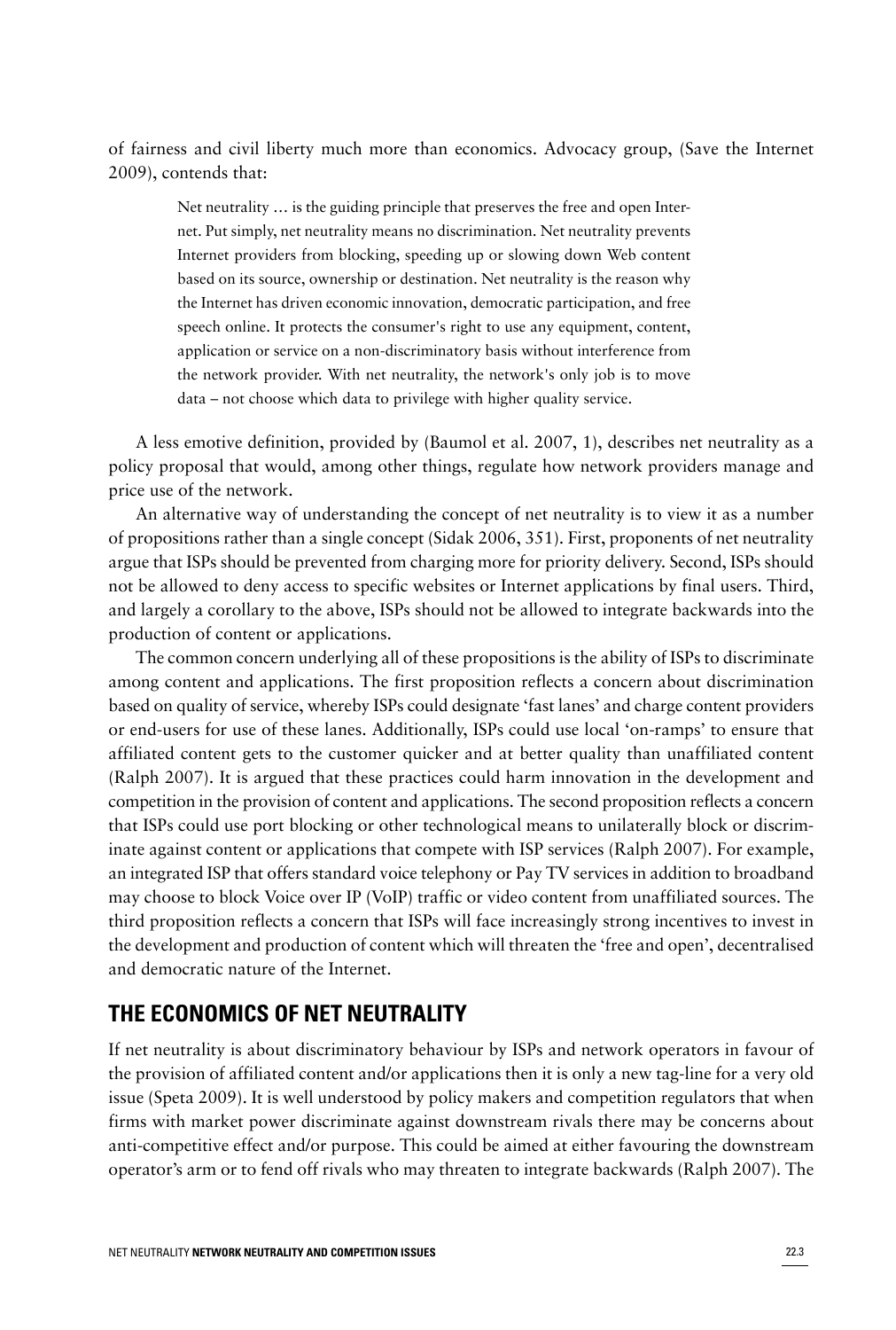of fairness and civil liberty much more than economics. Advocacy group, (Save the Internet 2009), contends that:

> Net neutrality … is the guiding principle that preserves the free and open Internet. Put simply, net neutrality means no discrimination. Net neutrality prevents Internet providers from blocking, speeding up or slowing down Web content based on its source, ownership or destination. Net neutrality is the reason why the Internet has driven economic innovation, democratic participation, and free speech online. It protects the consumer's right to use any equipment, content, application or service on a non-discriminatory basis without interference from the network provider. With net neutrality, the network's only job is to move data – not choose which data to privilege with higher quality service.

A less emotive definition, provided by (Baumol et al. 2007, 1), describes net neutrality as a policy proposal that would, among other things, regulate how network providers manage and price use of the network.

An alternative way of understanding the concept of net neutrality is to view it as a number of propositions rather than a single concept (Sidak 2006, 351). First, proponents of net neutrality argue that ISPs should be prevented from charging more for priority delivery. Second, ISPs should not be allowed to deny access to specific websites or Internet applications by final users. Third, and largely a corollary to the above, ISPs should not be allowed to integrate backwards into the production of content or applications.

The common concern underlying all of these propositions is the ability of ISPs to discriminate among content and applications. The first proposition reflects a concern about discrimination based on quality of service, whereby ISPs could designate 'fast lanes' and charge content providers or end-users for use of these lanes. Additionally, ISPs could use local 'on-ramps' to ensure that affiliated content gets to the customer quicker and at better quality than unaffiliated content (Ralph 2007). It is argued that these practices could harm innovation in the development and competition in the provision of content and applications. The second proposition reflects a concern that ISPs could use port blocking or other technological means to unilaterally block or discriminate against content or applications that compete with ISP services (Ralph 2007). For example, an integrated ISP that offers standard voice telephony or Pay TV services in addition to broadband may choose to block Voice over IP (VoIP) traffic or video content from unaffiliated sources. The third proposition reflects a concern that ISPs will face increasingly strong incentives to invest in the development and production of content which will threaten the 'free and open', decentralised and democratic nature of the Internet.

## THE ECONOMICS OF NET NEUTRALITY

If net neutrality is about discriminatory behaviour by ISPs and network operators in favour of the provision of affiliated content and/or applications then it is only a new tag-line for a very old issue (Speta 2009). It is well understood by policy makers and competition regulators that when firms with market power discriminate against downstream rivals there may be concerns about anti-competitive effect and/or purpose. This could be aimed at either favouring the downstream operator's arm or to fend off rivals who may threaten to integrate backwards (Ralph 2007). The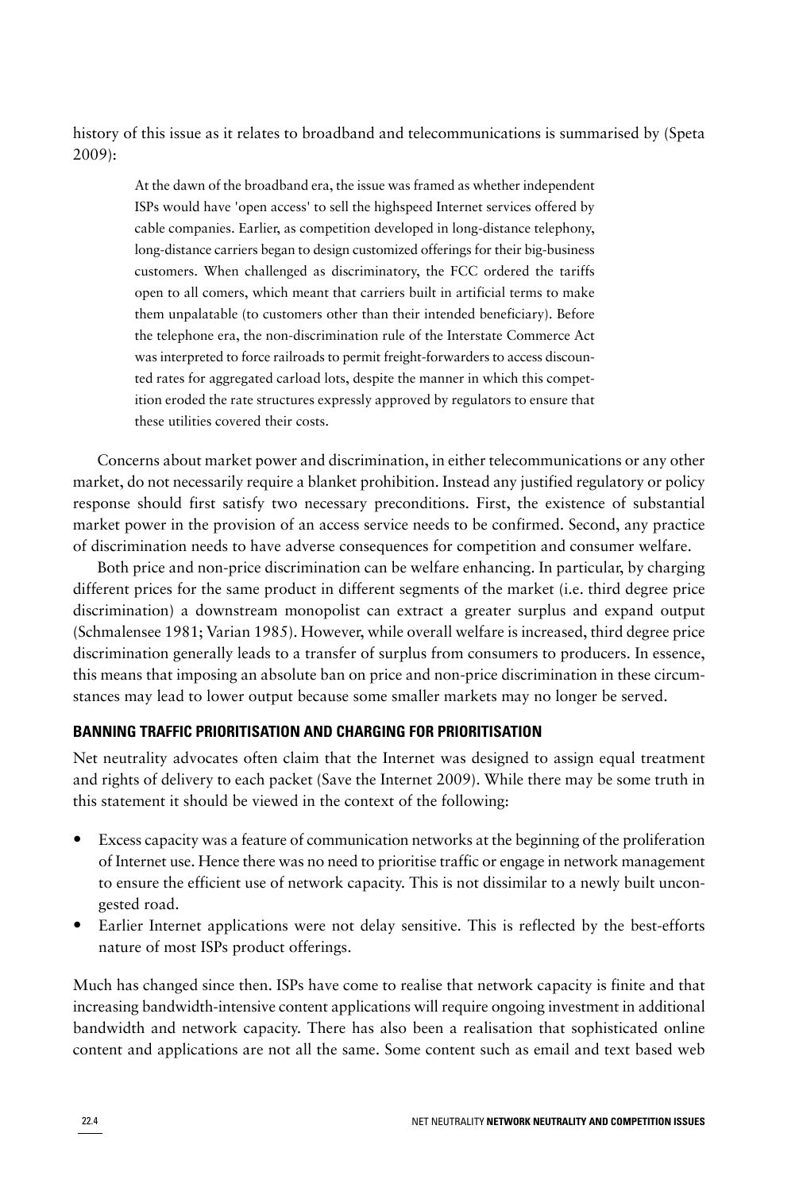history of this issue as it relates to broadband and telecommunications is summarised by (Speta 2009):

> At the dawn of the broadband era, the issue was framed as whether independent ISPs would have 'open access' to sell the highspeed Internet services offered by cable companies. Earlier, as competition developed in long-distance telephony, long-distance carriers began to design customized offerings for their big-business customers. When challenged as discriminatory, the FCC ordered the tariffs open to all comers, which meant that carriers built in artificial terms to make them unpalatable (to customers other than their intended beneficiary). Before the telephone era, the non-discrimination rule of the Interstate Commerce Act was interpreted to force railroads to permit freight-forwarders to access discounted rates for aggregated carload lots, despite the manner in which this competition eroded the rate structures expressly approved by regulators to ensure that these utilities covered their costs.

Concerns about market power and discrimination, in either telecommunications or any other market, do not necessarily require a blanket prohibition. Instead any justified regulatory or policy response should first satisfy two necessary preconditions. First, the existence of substantial market power in the provision of an access service needs to be confirmed. Second, any practice of discrimination needs to have adverse consequences for competition and consumer welfare.

Both price and non-price discrimination can be welfare enhancing. In particular, by charging different prices for the same product in different segments of the market (i.e. third degree price discrimination) a downstream monopolist can extract a greater surplus and expand output (Schmalensee 1981; Varian 1985). However, while overall welfare is increased, third degree price discrimination generally leads to a transfer of surplus from consumers to producers. In essence, this means that imposing an absolute ban on price and non-price discrimination in these circumstances may lead to lower output because some smaller markets may no longer be served.

## BANNING TRAFFIC PRIORITISATION AND CHARGING FOR PRIORITISATION

Net neutrality advocates often claim that the Internet was designed to assign equal treatment and rights of delivery to each packet (Save the Internet 2009). While there may be some truth in this statement it should be viewed in the context of the following:

- Excess capacity was a feature of communication networks at the beginning of the proliferation of Internet use. Hence there was no need to prioritise traffic or engage in network management to ensure the efficient use of network capacity. This is not dissimilar to a newly built uncongested road.
- Earlier Internet applications were not delay sensitive. This is reflected by the best-efforts nature of most ISPs product offerings.

Much has changed since then. ISPs have come to realise that network capacity is finite and that increasing bandwidth-intensive content applications will require ongoing investment in additional bandwidth and network capacity. There has also been a realisation that sophisticated online content and applications are not all the same. Some content such as email and text based web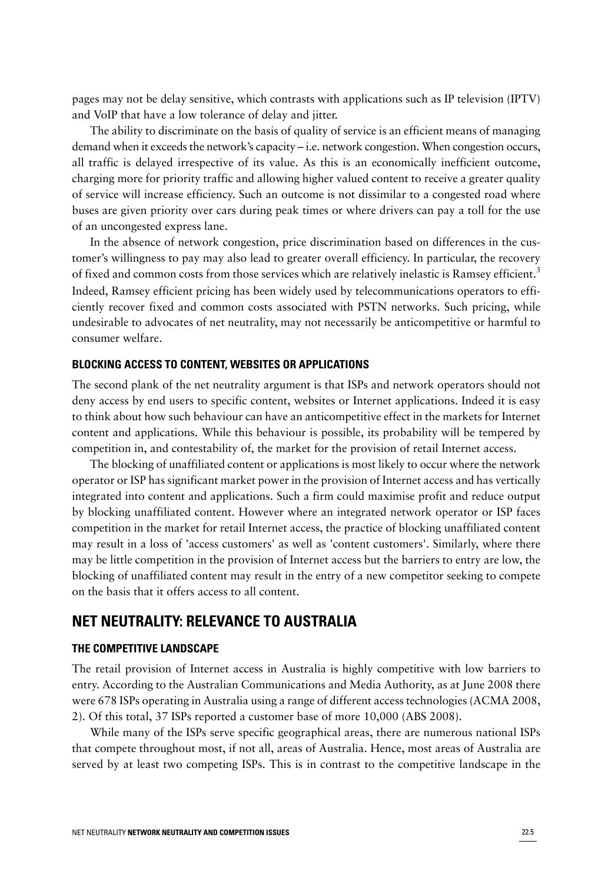pages may not be delay sensitive, which contrasts with applications such as IP television (IPTV) and VoIP that have a low tolerance of delay and jitter.

The ability to discriminate on the basis of quality of service is an efficient means of managing demand when it exceeds the network's capacity – i.e. network congestion. When congestion occurs, all traffic is delayed irrespective of its value. As this is an economically inefficient outcome, charging more for priority traffic and allowing higher valued content to receive a greater quality of service will increase efficiency. Such an outcome is not dissimilar to a congested road where buses are given priority over cars during peak times or where drivers can pay a toll for the use of an uncongested express lane.

In the absence of network congestion, price discrimination based on differences in the customer's willingness to pay may also lead to greater overall efficiency. In particular, the recovery of fixed and common costs from those services which are relatively inelastic is Ramsey efficient.[3] Indeed, Ramsey efficient pricing has been widely used by telecommunications operators to efficiently recover fixed and common costs associated with PSTN networks. Such pricing, while undesirable to advocates of net neutrality, may not necessarily be anticompetitive or harmful to consumer welfare.

### BLOCKING ACCESS TO CONTENT, WEBSITES OR APPLICATIONS

The second plank of the net neutrality argument is that ISPs and network operators should not deny access by end users to specific content, websites or Internet applications. Indeed it is easy to think about how such behaviour can have an anticompetitive effect in the markets for Internet content and applications. While this behaviour is possible, its probability will be tempered by competition in, and contestability of, the market for the provision of retail Internet access.

The blocking of unaffiliated content or applications is most likely to occur where the network operator or ISP has significant market power in the provision of Internet access and has vertically integrated into content and applications. Such a firm could maximise profit and reduce output by blocking unaffiliated content. However where an integrated network operator or ISP faces competition in the market for retail Internet access, the practice of blocking unaffiliated content may result in a loss of 'access customers' as well as 'content customers'. Similarly, where there may be little competition in the provision of Internet access but the barriers to entry are low, the blocking of unaffiliated content may result in the entry of a new competitor seeking to compete on the basis that it offers access to all content.

## NET NEUTRALITY: RELEVANCE TO AUSTRALIA

### THE COMPETITIVE LANDSCAPE

The retail provision of Internet access in Australia is highly competitive with low barriers to entry. According to the Australian Communications and Media Authority, as at June 2008 there were 678 ISPs operating in Australia using a range of different access technologies (ACMA 2008, 2). Of this total, 37 ISPs reported a customer base of more 10,000 (ABS 2008).

While many of the ISPs serve specific geographical areas, there are numerous national ISPs that compete throughout most, if not all, areas of Australia. Hence, most areas of Australia are served by at least two competing ISPs. This is in contrast to the competitive landscape in the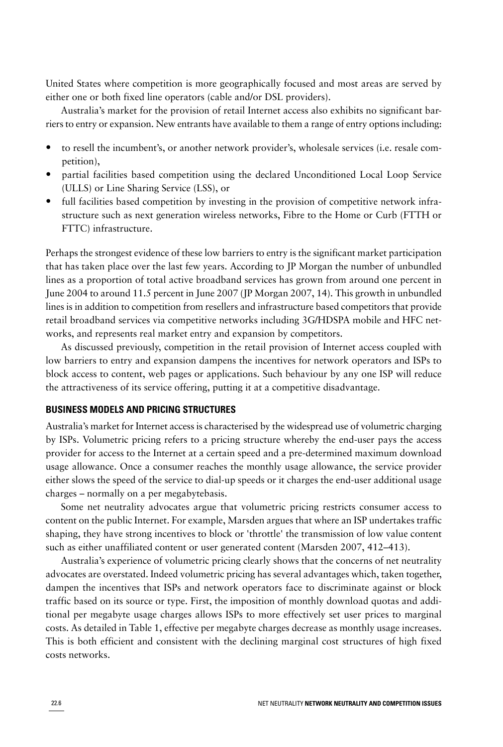United States where competition is more geographically focused and most areas are served by either one or both fixed line operators (cable and/or DSL providers).

Australia's market for the provision of retail Internet access also exhibits no significant barriers to entry or expansion. New entrants have available to them a range of entry options including:

- to resell the incumbent's, or another network provider's, wholesale services (i.e. resale competition),
- partial facilities based competition using the declared Unconditioned Local Loop Service (ULLS) or Line Sharing Service (LSS), or
- full facilities based competition by investing in the provision of competitive network infrastructure such as next generation wireless networks, Fibre to the Home or Curb (FTTH or FTTC) infrastructure.

Perhaps the strongest evidence of these low barriers to entry is the significant market participation that has taken place over the last few years. According to JP Morgan the number of unbundled lines as a proportion of total active broadband services has grown from around one percent in June 2004 to around 11.5 percent in June 2007 (JP Morgan 2007, 14). This growth in unbundled lines is in addition to competition from resellers and infrastructure based competitors that provide retail broadband services via competitive networks including 3G/HDSPA mobile and HFC networks, and represents real market entry and expansion by competitors.

As discussed previously, competition in the retail provision of Internet access coupled with low barriers to entry and expansion dampens the incentives for network operators and ISPs to block access to content, web pages or applications. Such behaviour by any one ISP will reduce the attractiveness of its service offering, putting it at a competitive disadvantage.

## BUSINESS MODELS AND PRICING STRUCTURES

Australia's market for Internet access is characterised by the widespread use of volumetric charging by ISPs. Volumetric pricing refers to a pricing structure whereby the end-user pays the access provider for access to the Internet at a certain speed and a pre-determined maximum download usage allowance. Once a consumer reaches the monthly usage allowance, the service provider either slows the speed of the service to dial-up speeds or it charges the end-user additional usage charges – normally on a per megabytebasis.

Some net neutrality advocates argue that volumetric pricing restricts consumer access to content on the public Internet. For example, Marsden argues that where an ISP undertakes traffic shaping, they have strong incentives to block or 'throttle' the transmission of low value content such as either unaffiliated content or user generated content (Marsden 2007, 412–413).

Australia's experience of volumetric pricing clearly shows that the concerns of net neutrality advocates are overstated. Indeed volumetric pricing has several advantages which, taken together, dampen the incentives that ISPs and network operators face to discriminate against or block traffic based on its source or type. First, the imposition of monthly download quotas and additional per megabyte usage charges allows ISPs to more effectively set user prices to marginal costs. As detailed in Table 1, effective per megabyte charges decrease as monthly usage increases. This is both efficient and consistent with the declining marginal cost structures of high fixed costs networks.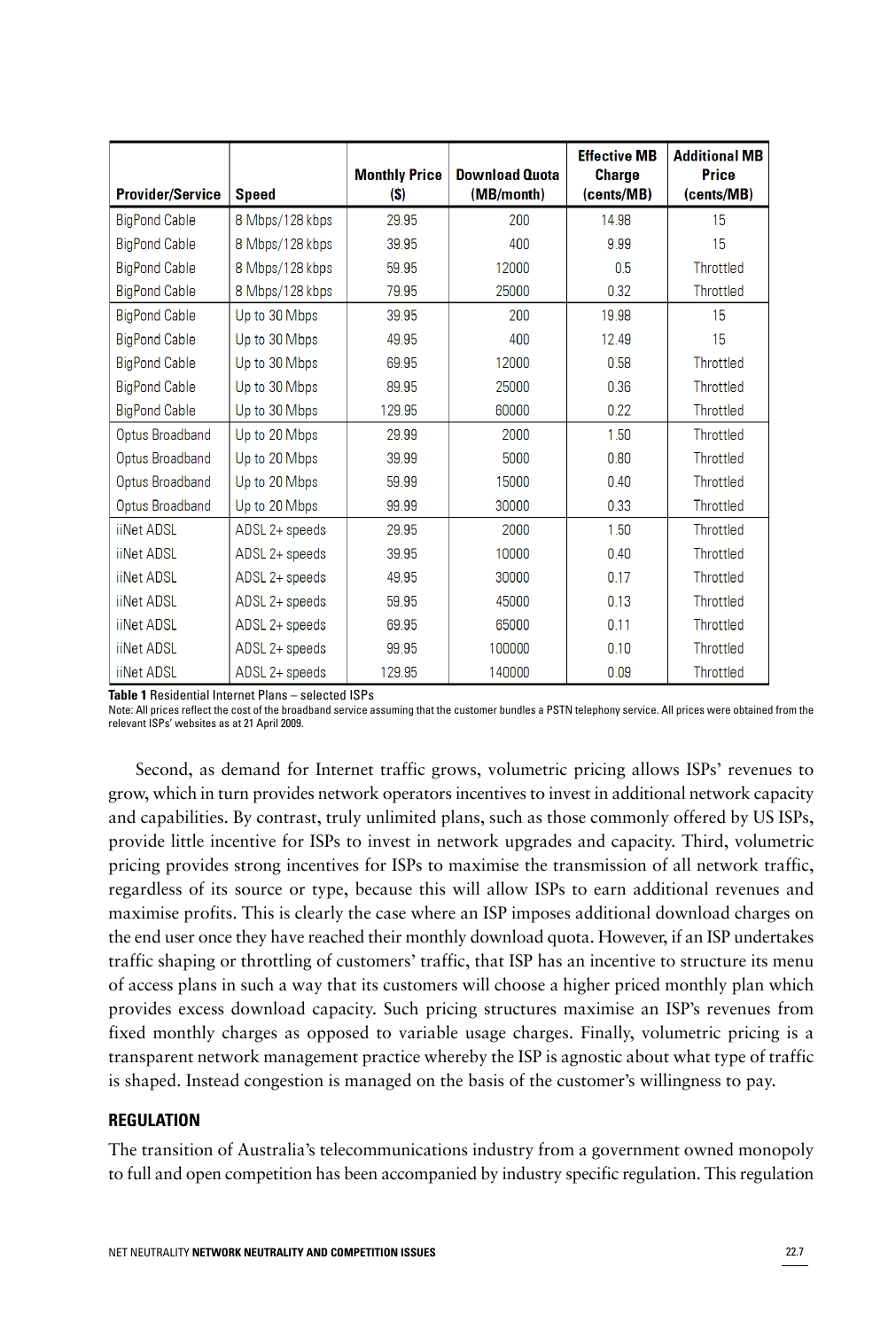| Provider/Service | Speed | Monthly Price ($) | Download Quota (MB/month) | Effective MB Charge (cents/MB) | Additional MB Price (cents/MB) |
|---|---|---|---|---|---|
| BigPond Cable | 8 Mbps/128 kbps | 29.95 | 200 | 14.98 | 15 |
| BigPond Cable | 8 Mbps/128 kbps | 39.95 | 400 | 9.99 | 15 |
| BigPond Cable | 8 Mbps/128 kbps | 59.95 | 12000 | 0.5 | Throttled |
| BigPond Cable | 8 Mbps/128 kbps | 79.95 | 25000 | 0.32 | Throttled |
| BigPond Cable | Up to 30 Mbps | 39.95 | 200 | 19.98 | 15 |
| BigPond Cable | Up to 30 Mbps | 49.95 | 400 | 12.49 | 15 |
| BigPond Cable | Up to 30 Mbps | 69.95 | 12000 | 0.58 | Throttled |
| BigPond Cable | Up to 30 Mbps | 89.95 | 25000 | 0.36 | Throttled |
| BigPond Cable | Up to 30 Mbps | 129.95 | 60000 | 0.22 | Throttled |
| Optus Broadband | Up to 20 Mbps | 29.99 | 2000 | 1.50 | Throttled |
| Optus Broadband | Up to 20 Mbps | 39.99 | 5000 | 0.80 | Throttled |
| Optus Broadband | Up to 20 Mbps | 59.99 | 15000 | 0.40 | Throttled |
| Optus Broadband | Up to 20 Mbps | 99.99 | 30000 | 0.33 | Throttled |
| iiNet ADSL | ADSL 2+ speeds | 29.95 | 2000 | 1.50 | Throttled |
| iiNet ADSL | ADSL 2+ speeds | 39.95 | 10000 | 0.40 | Throttled |
| iiNet ADSL | ADSL 2+ speeds | 49.95 | 30000 | 0.17 | Throttled |
| iiNet ADSL | ADSL 2+ speeds | 59.95 | 45000 | 0.13 | Throttled |
| iiNet ADSL | ADSL 2+ speeds | 69.95 | 65000 | 0.11 | Throttled |
| iiNet ADSL | ADSL 2+ speeds | 99.95 | 100000 | 0.10 | Throttled |
| iiNet ADSL | ADSL 2+ speeds | 129.95 | 140000 | 0.09 | Throttled |

**Table 1** Residential Internet Plans – selected ISPs

Note: All prices reflect the cost of the broadband service assuming that the customer bundles a PSTN telephony service. All prices were obtained from the relevant ISPs' websites as at 21 April 2009.

Second, as demand for Internet traffic grows, volumetric pricing allows ISPs' revenues to grow, which in turn provides network operators incentives to invest in additional network capacity and capabilities. By contrast, truly unlimited plans, such as those commonly offered by US ISPs, provide little incentive for ISPs to invest in network upgrades and capacity. Third, volumetric pricing provides strong incentives for ISPs to maximise the transmission of all network traffic, regardless of its source or type, because this will allow ISPs to earn additional revenues and maximise profits. This is clearly the case where an ISP imposes additional download charges on the end user once they have reached their monthly download quota. However, if an ISP undertakes traffic shaping or throttling of customers' traffic, that ISP has an incentive to structure its menu of access plans in such a way that its customers will choose a higher priced monthly plan which provides excess download capacity. Such pricing structures maximise an ISP's revenues from fixed monthly charges as opposed to variable usage charges. Finally, volumetric pricing is a transparent network management practice whereby the ISP is agnostic about what type of traffic is shaped. Instead congestion is managed on the basis of the customer's willingness to pay.

## REGULATION

The transition of Australia's telecommunications industry from a government owned monopoly to full and open competition has been accompanied by industry specific regulation. This regulation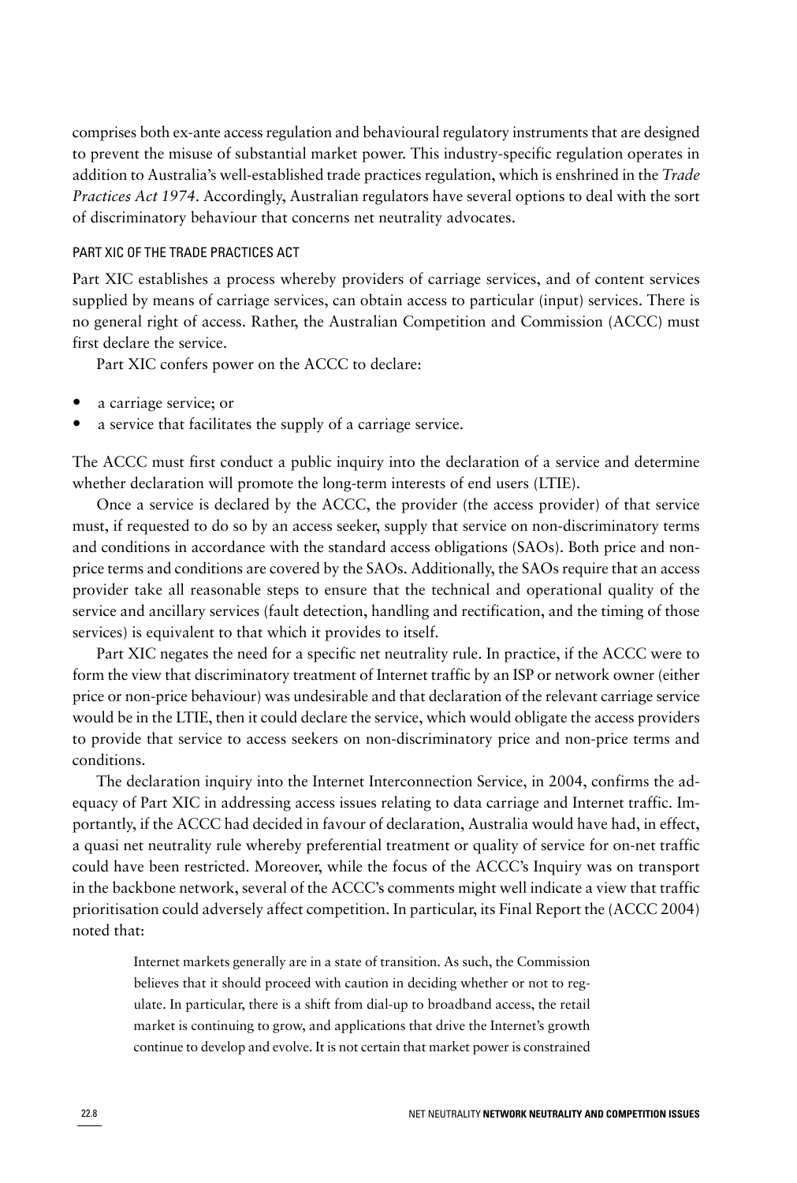comprises both ex-ante access regulation and behavioural regulatory instruments that are designed to prevent the misuse of substantial market power. This industry-specific regulation operates in addition to Australia's well-established trade practices regulation, which is enshrined in the *Trade Practices Act 1974*. Accordingly, Australian regulators have several options to deal with the sort of discriminatory behaviour that concerns net neutrality advocates.

### PART XIC OF THE TRADE PRACTICES ACT

Part XIC establishes a process whereby providers of carriage services, and of content services supplied by means of carriage services, can obtain access to particular (input) services. There is no general right of access. Rather, the Australian Competition and Commission (ACCC) must first declare the service.

Part XIC confers power on the ACCC to declare:

- a carriage service; or
- a service that facilitates the supply of a carriage service.

The ACCC must first conduct a public inquiry into the declaration of a service and determine whether declaration will promote the long-term interests of end users (LTIE).

Once a service is declared by the ACCC, the provider (the access provider) of that service must, if requested to do so by an access seeker, supply that service on non-discriminatory terms and conditions in accordance with the standard access obligations (SAOs). Both price and non-price terms and conditions are covered by the SAOs. Additionally, the SAOs require that an access provider take all reasonable steps to ensure that the technical and operational quality of the service and ancillary services (fault detection, handling and rectification, and the timing of those services) is equivalent to that which it provides to itself.

Part XIC negates the need for a specific net neutrality rule. In practice, if the ACCC were to form the view that discriminatory treatment of Internet traffic by an ISP or network owner (either price or non-price behaviour) was undesirable and that declaration of the relevant carriage service would be in the LTIE, then it could declare the service, which would obligate the access providers to provide that service to access seekers on non-discriminatory price and non-price terms and conditions.

The declaration inquiry into the Internet Interconnection Service, in 2004, confirms the adequacy of Part XIC in addressing access issues relating to data carriage and Internet traffic. Importantly, if the ACCC had decided in favour of declaration, Australia would have had, in effect, a quasi net neutrality rule whereby preferential treatment or quality of service for on-net traffic could have been restricted. Moreover, while the focus of the ACCC's Inquiry was on transport in the backbone network, several of the ACCC's comments might well indicate a view that traffic prioritisation could adversely affect competition. In particular, its Final Report the (ACCC 2004) noted that:

> Internet markets generally are in a state of transition. As such, the Commission believes that it should proceed with caution in deciding whether or not to regulate. In particular, there is a shift from dial-up to broadband access, the retail market is continuing to grow, and applications that drive the Internet's growth continue to develop and evolve. It is not certain that market power is constrained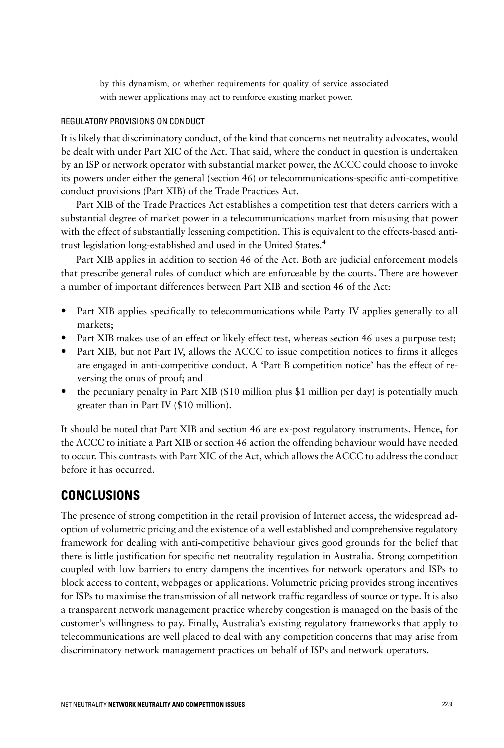by this dynamism, or whether requirements for quality of service associated with newer applications may act to reinforce existing market power.

### REGULATORY PROVISIONS ON CONDUCT

It is likely that discriminatory conduct, of the kind that concerns net neutrality advocates, would be dealt with under Part XIC of the Act. That said, where the conduct in question is undertaken by an ISP or network operator with substantial market power, the ACCC could choose to invoke its powers under either the general (section 46) or telecommunications-specific anti-competitive conduct provisions (Part XIB) of the Trade Practices Act.

Part XIB of the Trade Practices Act establishes a competition test that deters carriers with a substantial degree of market power in a telecommunications market from misusing that power with the effect of substantially lessening competition. This is equivalent to the effects-based antitrust legislation long-established and used in the United States.[4]

Part XIB applies in addition to section 46 of the Act. Both are judicial enforcement models that prescribe general rules of conduct which are enforceable by the courts. There are however a number of important differences between Part XIB and section 46 of the Act:

- Part XIB applies specifically to telecommunications while Party IV applies generally to all markets;
- Part XIB makes use of an effect or likely effect test, whereas section 46 uses a purpose test;
- Part XIB, but not Part IV, allows the ACCC to issue competition notices to firms it alleges are engaged in anti-competitive conduct. A 'Part B competition notice' has the effect of reversing the onus of proof; and
- the pecuniary penalty in Part XIB ($10 million plus $1 million per day) is potentially much greater than in Part IV ($10 million).

It should be noted that Part XIB and section 46 are ex-post regulatory instruments. Hence, for the ACCC to initiate a Part XIB or section 46 action the offending behaviour would have needed to occur. This contrasts with Part XIC of the Act, which allows the ACCC to address the conduct before it has occurred.

## CONCLUSIONS

The presence of strong competition in the retail provision of Internet access, the widespread adoption of volumetric pricing and the existence of a well established and comprehensive regulatory framework for dealing with anti-competitive behaviour gives good grounds for the belief that there is little justification for specific net neutrality regulation in Australia. Strong competition coupled with low barriers to entry dampens the incentives for network operators and ISPs to block access to content, webpages or applications. Volumetric pricing provides strong incentives for ISPs to maximise the transmission of all network traffic regardless of source or type. It is also a transparent network management practice whereby congestion is managed on the basis of the customer's willingness to pay. Finally, Australia's existing regulatory frameworks that apply to telecommunications are well placed to deal with any competition concerns that may arise from discriminatory network management practices on behalf of ISPs and network operators.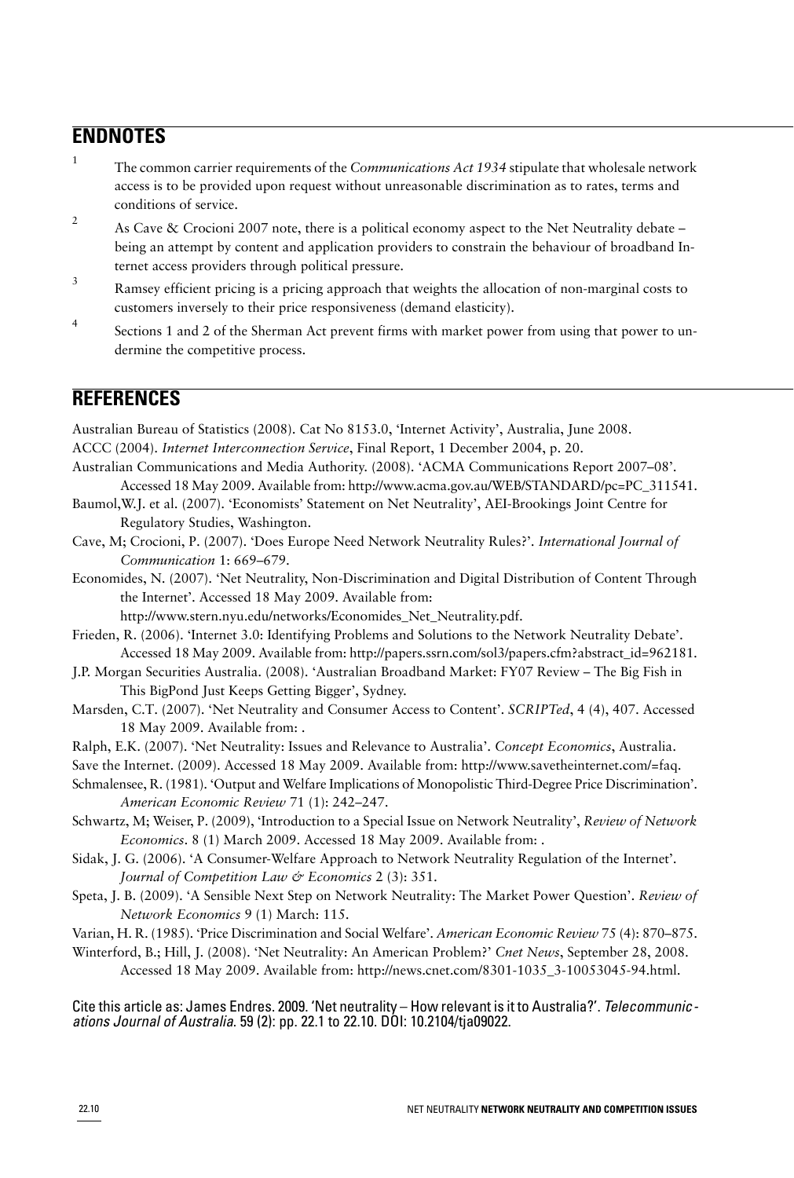## ENDNOTES

1. The common carrier requirements of the *Communications Act 1934* stipulate that wholesale network access is to be provided upon request without unreasonable discrimination as to rates, terms and conditions of service.
2. As Cave & Crocioni 2007 note, there is a political economy aspect to the Net Neutrality debate – being an attempt by content and application providers to constrain the behaviour of broadband Internet access providers through political pressure.
3. Ramsey efficient pricing is a pricing approach that weights the allocation of non-marginal costs to customers inversely to their price responsiveness (demand elasticity).
4. Sections 1 and 2 of the Sherman Act prevent firms with market power from using that power to undermine the competitive process.

## REFERENCES

Australian Bureau of Statistics (2008). Cat No 8153.0, 'Internet Activity', Australia, June 2008.

ACCC (2004). *Internet Interconnection Service*, Final Report, 1 December 2004, p. 20.

Australian Communications and Media Authority. (2008). 'ACMA Communications Report 2007–08'. Accessed 18 May 2009. Available from: http://www.acma.gov.au/WEB/STANDARD/pc=PC_311541.

Baumol,W.J. et al. (2007). 'Economists' Statement on Net Neutrality', AEI-Brookings Joint Centre for Regulatory Studies, Washington.

Cave, M; Crocioni, P. (2007). 'Does Europe Need Network Neutrality Rules?'. *International Journal of Communication* 1: 669–679.

Economides, N. (2007). 'Net Neutrality, Non-Discrimination and Digital Distribution of Content Through the Internet'. Accessed 18 May 2009. Available from: http://www.stern.nyu.edu/networks/Economides_Net_Neutrality.pdf.

Frieden, R. (2006). 'Internet 3.0: Identifying Problems and Solutions to the Network Neutrality Debate'. Accessed 18 May 2009. Available from: http://papers.ssrn.com/sol3/papers.cfm?abstract_id=962181.

J.P. Morgan Securities Australia. (2008). 'Australian Broadband Market: FY07 Review – The Big Fish in This BigPond Just Keeps Getting Bigger', Sydney.

Marsden, C.T. (2007). 'Net Neutrality and Consumer Access to Content'. *SCRIPTed*, 4 (4), 407. Accessed 18 May 2009. Available from: .

Ralph, E.K. (2007). 'Net Neutrality: Issues and Relevance to Australia'. *Concept Economics*, Australia.

Save the Internet. (2009). Accessed 18 May 2009. Available from: http://www.savetheinternet.com/=faq.

Schmalensee, R. (1981). 'Output and Welfare Implications of Monopolistic Third-Degree Price Discrimination'. *American Economic Review* 71 (1): 242–247.

Schwartz, M; Weiser, P. (2009), 'Introduction to a Special Issue on Network Neutrality', *Review of Network Economics*. 8 (1) March 2009. Accessed 18 May 2009. Available from: .

Sidak, J. G. (2006). 'A Consumer-Welfare Approach to Network Neutrality Regulation of the Internet'. *Journal of Competition Law & Economics* 2 (3): 351.

Speta, J. B. (2009). 'A Sensible Next Step on Network Neutrality: The Market Power Question'. *Review of Network Economics* 9 (1) March: 115.

Varian, H. R. (1985). 'Price Discrimination and Social Welfare'. *American Economic Review* 75 (4): 870–875.

Winterford, B.; Hill, J. (2008). 'Net Neutrality: An American Problem?' *Cnet News*, September 28, 2008. Accessed 18 May 2009. Available from: http://news.cnet.com/8301-1035_3-10053045-94.html.

Cite this article as: James Endres. 2009. 'Net neutrality – How relevant is it to Australia?'. *Telecommunications Journal of Australia*. 59 (2): pp. 22.1 to 22.10. DOI: 10.2104/tja09022.